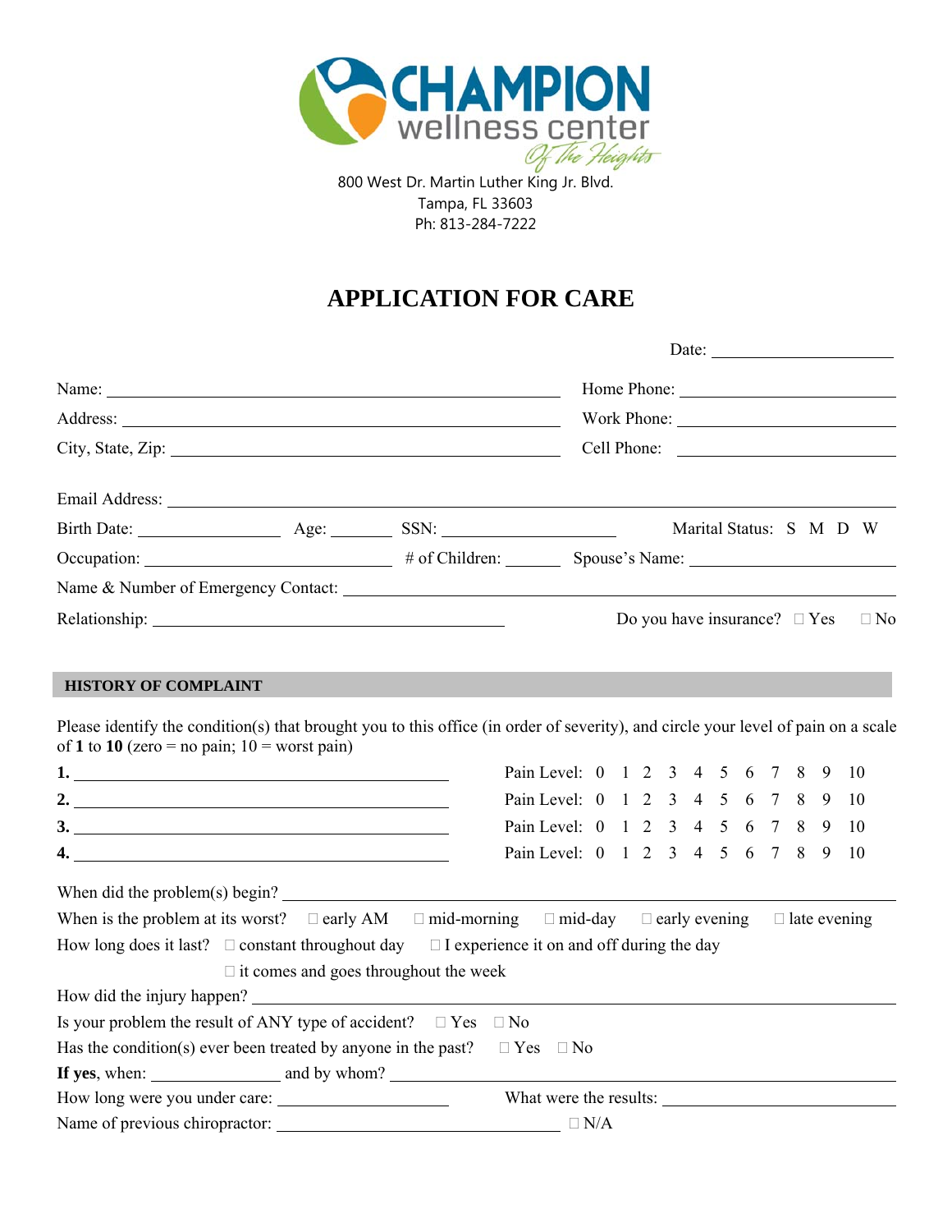CHAMPION wellness center Of The Heights

800 West Dr. Martin Luther King Jr. Blvd.
Tampa, FL 33603
Ph: 813-284-7222

# APPLICATION FOR CARE

Date: ____________________

Name: ______________________________ Home Phone: ____________________

Address: ______________________________ Work Phone: ____________________

City, State, Zip: ______________________________ Cell Phone: ____________________

Email Address: ____________________________________________

Birth Date: ______________ Age: ________ SSN: ____________________ Marital Status: S M D W

Occupation: ______________________ # of Children: ________ Spouse's Name: ____________________

Name & Number of Emergency Contact: ____________________________________________

Relationship: ______________________________ Do you have insurance? ☐ Yes ☐ No

## HISTORY OF COMPLAINT

Please identify the condition(s) that brought you to this office (in order of severity), and circle your level of pain on a scale of **1** to **10** (zero = no pain; 10 = worst pain)

**1.** ______________________________ Pain Level: 0 1 2 3 4 5 6 7 8 9 10

**2.** ______________________________ Pain Level: 0 1 2 3 4 5 6 7 8 9 10

**3.** ______________________________ Pain Level: 0 1 2 3 4 5 6 7 8 9 10

**4.** ______________________________ Pain Level: 0 1 2 3 4 5 6 7 8 9 10

When did the problem(s) begin? ____________________________________________

When is the problem at its worst? ☐ early AM ☐ mid-morning ☐ mid-day ☐ early evening ☐ late evening

How long does it last? ☐ constant throughout day ☐ I experience it on and off during the day
☐ it comes and goes throughout the week

How did the injury happen? ____________________________________________

Is your problem the result of ANY type of accident? ☐ Yes ☐ No

Has the condition(s) ever been treated by anyone in the past? ☐ Yes ☐ No

**If yes**, when: ______________ and by whom? ______________________________

How long were you under care: ______________ What were the results: ______________________________

Name of previous chiropractor: ______________________________ ☐ N/A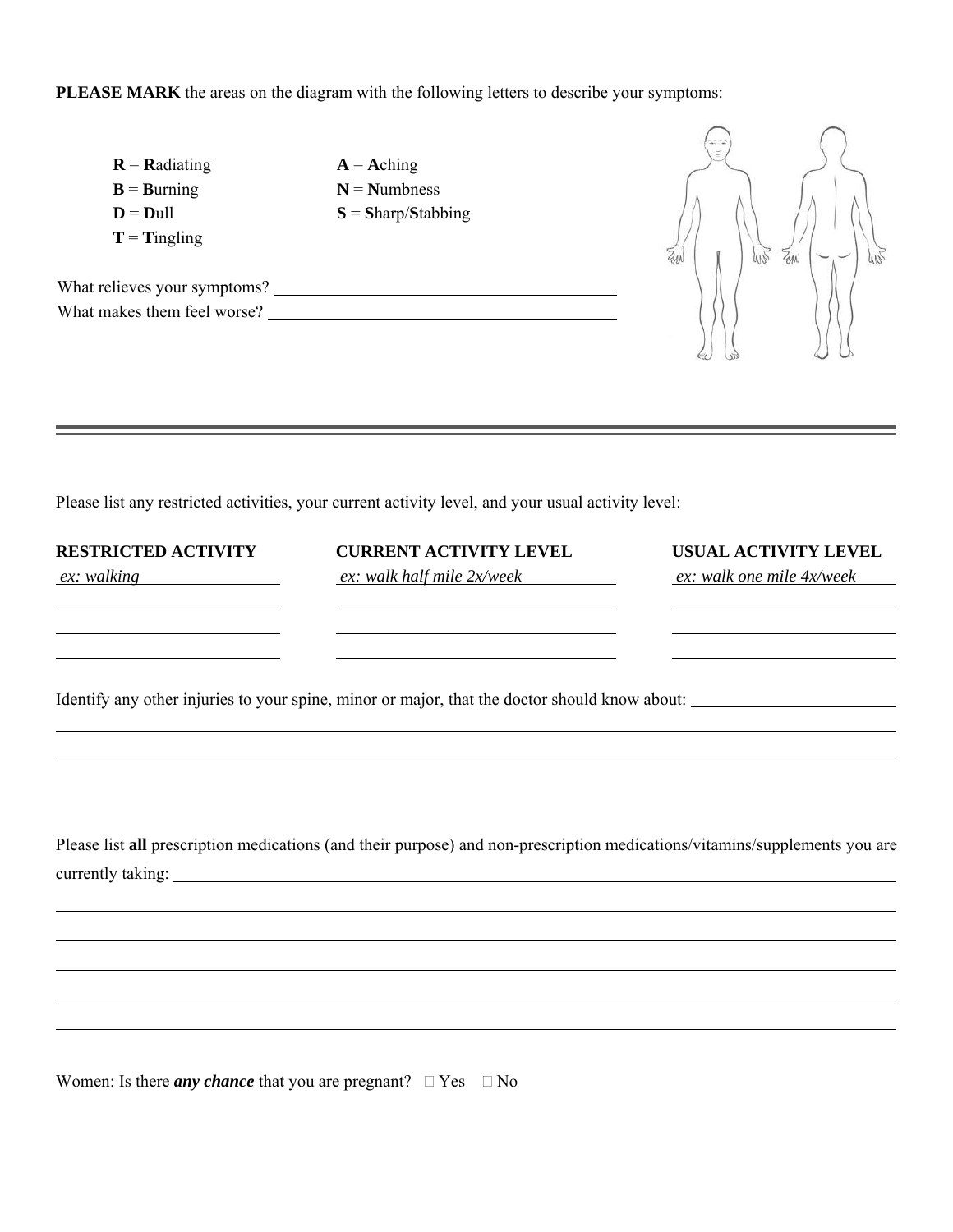**PLEASE MARK** the areas on the diagram with the following letters to describe your symptoms:

| | |
|---|---|
| **R** = **R**adiating | **A** = **A**ching |
| **B** = **B**urning | **N** = **N**umbness |
| **D** = **D**ull | **S** = **S**harp/**S**tabbing |
| **T** = **T**ingling | |

What relieves your symptoms? ______________________________

What makes them feel worse? ______________________________

---

Please list any restricted activities, your current activity level, and your usual activity level:

| RESTRICTED ACTIVITY | CURRENT ACTIVITY LEVEL | USUAL ACTIVITY LEVEL |
|---|---|---|
| *ex: walking* | *ex: walk half mile 2x/week* | *ex: walk one mile 4x/week* |
| | | |
| | | |
| | | |

Identify any other injuries to your spine, minor or major, that the doctor should know about: ______________________________

______________________________

______________________________

Please list **all** prescription medications (and their purpose) and non-prescription medications/vitamins/supplements you are currently taking: ______________________________

______________________________

______________________________

______________________________

______________________________

______________________________

Women: Is there ***any chance*** that you are pregnant? ☐ Yes ☐ No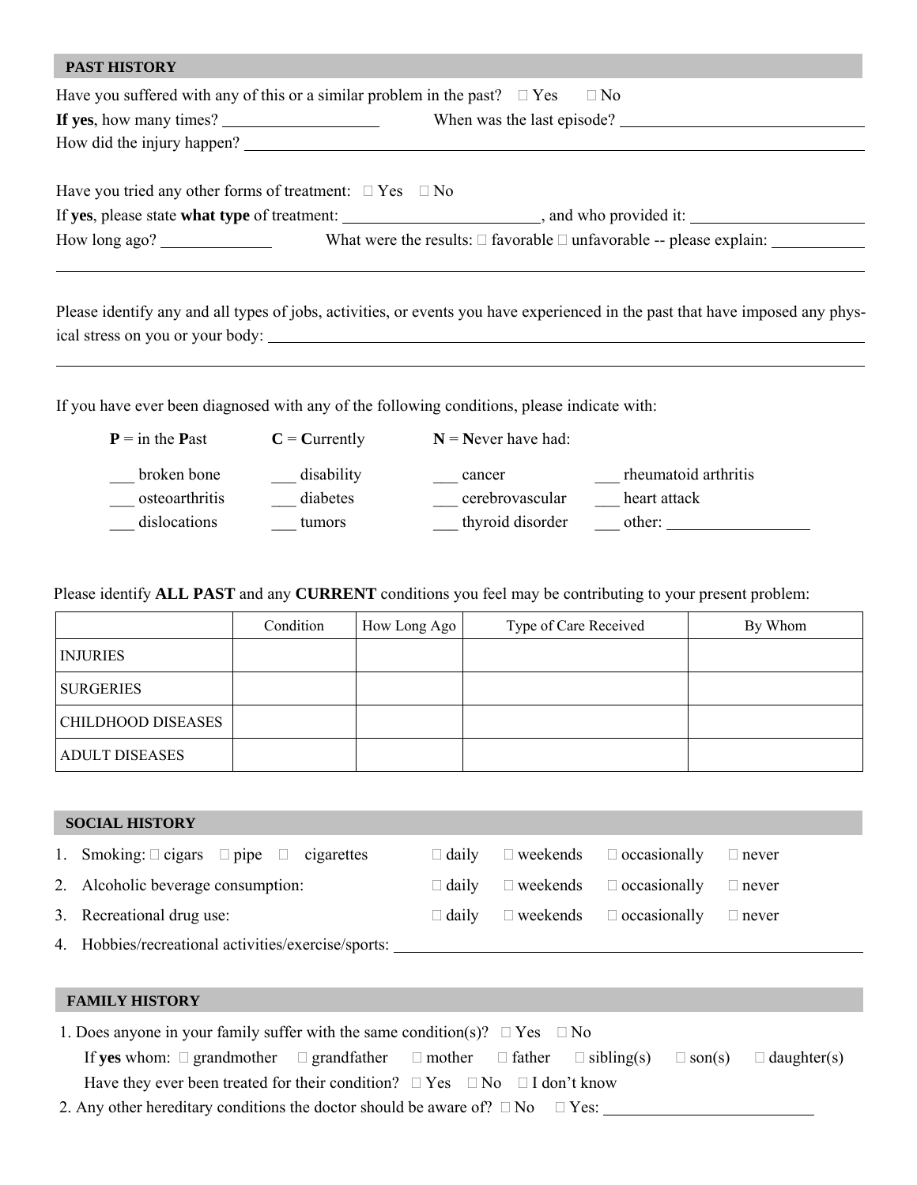## PAST HISTORY

Have you suffered with any of this or a similar problem in the past? ☐ Yes ☐ No

**If yes**, how many times? ____________________ When was the last episode? ______________________________

How did the injury happen? ____________________________________________________________________________

Have you tried any other forms of treatment: ☐ Yes ☐ No

If **yes**, please state **what type** of treatment: ________________________, and who provided it: _____________________

How long ago? ______________ What were the results: ☐ favorable ☐ unfavorable -- please explain: ____________

______________________________________________________________________________________________________

Please identify any and all types of jobs, activities, or events you have experienced in the past that have imposed any physical stress on you or your body: ______________________________________________________________________

______________________________________________________________________________________________________

If you have ever been diagnosed with any of the following conditions, please indicate with:

**P** = in the **P**ast **C** = **C**urrently **N** = **N**ever have had:

___ broken bone ___ disability ___ cancer ___ rheumatoid arthritis

___ osteoarthritis ___ diabetes ___ cerebrovascular ___ heart attack

___ dislocations ___ tumors ___ thyroid disorder ___ other: __________________

Please identify **ALL PAST** and any **CURRENT** conditions you feel may be contributing to your present problem:

| | Condition | How Long Ago | Type of Care Received | By Whom |
|---|---|---|---|---|
| INJURIES | | | | |
| SURGERIES | | | | |
| CHILDHOOD DISEASES | | | | |
| ADULT DISEASES | | | | |

## SOCIAL HISTORY

1. Smoking: ☐ cigars ☐ pipe ☐ cigarettes ☐ daily ☐ weekends ☐ occasionally ☐ never
2. Alcoholic beverage consumption: ☐ daily ☐ weekends ☐ occasionally ☐ never
3. Recreational drug use: ☐ daily ☐ weekends ☐ occasionally ☐ never
4. Hobbies/recreational activities/exercise/sports: ________________________________________________

## FAMILY HISTORY

1. Does anyone in your family suffer with the same condition(s)? ☐ Yes ☐ No

   If **yes** whom: ☐ grandmother ☐ grandfather ☐ mother ☐ father ☐ sibling(s) ☐ son(s) ☐ daughter(s)

   Have they ever been treated for their condition? ☐ Yes ☐ No ☐ I don't know

2. Any other hereditary conditions the doctor should be aware of? ☐ No ☐ Yes: ___________________________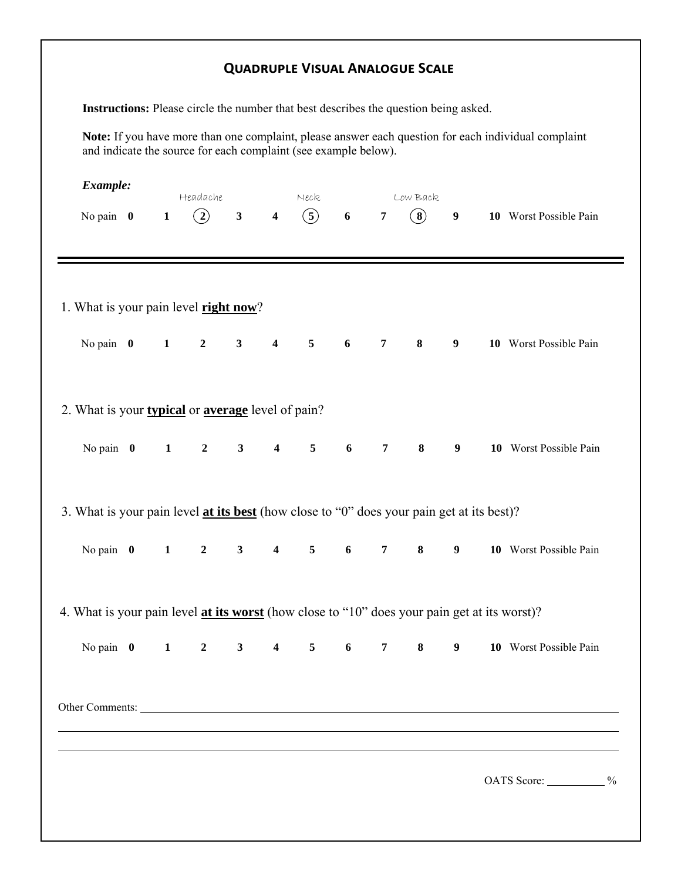# QUADRUPLE VISUAL ANALOGUE SCALE

**Instructions:** Please circle the number that best describes the question being asked.

**Note:** If you have more than one complaint, please answer each question for each individual complaint and indicate the source for each complaint (see example below).

***Example:***

Headache (2) Neck (5) Low Back (8)

No pain **0** **1** **(2)** **3** **4** **(5)** **6** **7** **(8)** **9** **10** Worst Possible Pain

---

1. What is your pain level **right now**?

No pain **0** **1** **2** **3** **4** **5** **6** **7** **8** **9** **10** Worst Possible Pain

2. What is your **typical** or **average** level of pain?

No pain **0** **1** **2** **3** **4** **5** **6** **7** **8** **9** **10** Worst Possible Pain

3. What is your pain level **at its best** (how close to "0" does your pain get at its best)?

No pain **0** **1** **2** **3** **4** **5** **6** **7** **8** **9** **10** Worst Possible Pain

4. What is your pain level **at its worst** (how close to "10" does your pain get at its worst)?

No pain **0** **1** **2** **3** **4** **5** **6** **7** **8** **9** **10** Worst Possible Pain

Other Comments: ______________________________________________

______________________________________________

______________________________________________

OATS Score: __________ %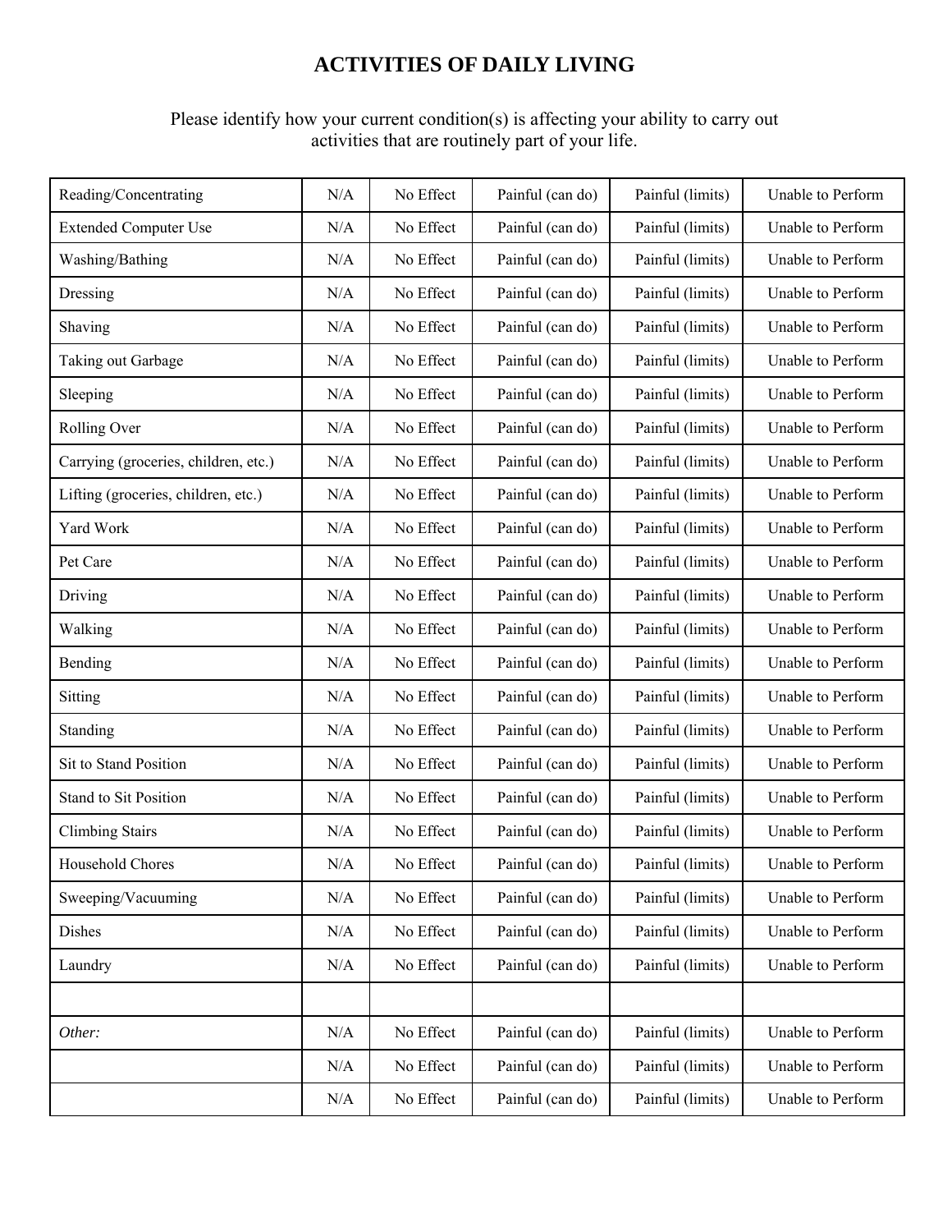# ACTIVITIES OF DAILY LIVING

Please identify how your current condition(s) is affecting your ability to carry out activities that are routinely part of your life.

| | | | | | |
|---|---|---|---|---|---|
| Reading/Concentrating | N/A | No Effect | Painful (can do) | Painful (limits) | Unable to Perform |
| Extended Computer Use | N/A | No Effect | Painful (can do) | Painful (limits) | Unable to Perform |
| Washing/Bathing | N/A | No Effect | Painful (can do) | Painful (limits) | Unable to Perform |
| Dressing | N/A | No Effect | Painful (can do) | Painful (limits) | Unable to Perform |
| Shaving | N/A | No Effect | Painful (can do) | Painful (limits) | Unable to Perform |
| Taking out Garbage | N/A | No Effect | Painful (can do) | Painful (limits) | Unable to Perform |
| Sleeping | N/A | No Effect | Painful (can do) | Painful (limits) | Unable to Perform |
| Rolling Over | N/A | No Effect | Painful (can do) | Painful (limits) | Unable to Perform |
| Carrying (groceries, children, etc.) | N/A | No Effect | Painful (can do) | Painful (limits) | Unable to Perform |
| Lifting (groceries, children, etc.) | N/A | No Effect | Painful (can do) | Painful (limits) | Unable to Perform |
| Yard Work | N/A | No Effect | Painful (can do) | Painful (limits) | Unable to Perform |
| Pet Care | N/A | No Effect | Painful (can do) | Painful (limits) | Unable to Perform |
| Driving | N/A | No Effect | Painful (can do) | Painful (limits) | Unable to Perform |
| Walking | N/A | No Effect | Painful (can do) | Painful (limits) | Unable to Perform |
| Bending | N/A | No Effect | Painful (can do) | Painful (limits) | Unable to Perform |
| Sitting | N/A | No Effect | Painful (can do) | Painful (limits) | Unable to Perform |
| Standing | N/A | No Effect | Painful (can do) | Painful (limits) | Unable to Perform |
| Sit to Stand Position | N/A | No Effect | Painful (can do) | Painful (limits) | Unable to Perform |
| Stand to Sit Position | N/A | No Effect | Painful (can do) | Painful (limits) | Unable to Perform |
| Climbing Stairs | N/A | No Effect | Painful (can do) | Painful (limits) | Unable to Perform |
| Household Chores | N/A | No Effect | Painful (can do) | Painful (limits) | Unable to Perform |
| Sweeping/Vacuuming | N/A | No Effect | Painful (can do) | Painful (limits) | Unable to Perform |
| Dishes | N/A | No Effect | Painful (can do) | Painful (limits) | Unable to Perform |
| Laundry | N/A | No Effect | Painful (can do) | Painful (limits) | Unable to Perform |
| | | | | | |
| *Other:* | N/A | No Effect | Painful (can do) | Painful (limits) | Unable to Perform |
| | N/A | No Effect | Painful (can do) | Painful (limits) | Unable to Perform |
| | N/A | No Effect | Painful (can do) | Painful (limits) | Unable to Perform |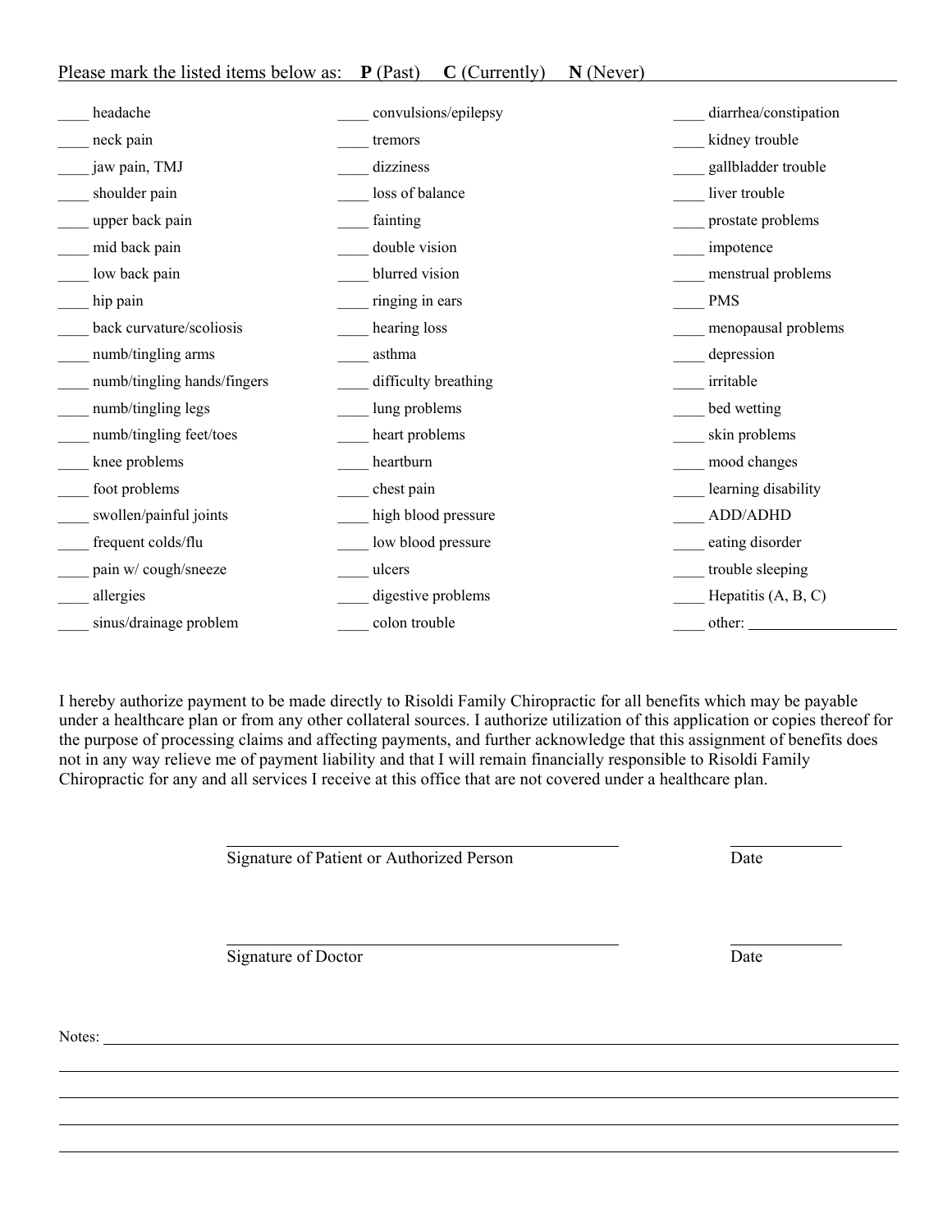Please mark the listed items below as: **P** (Past) **C** (Currently) **N** (Never)

| | | |
|---|---|---|
| ____ headache | ____ convulsions/epilepsy | ____ diarrhea/constipation |
| ____ neck pain | ____ tremors | ____ kidney trouble |
| ____ jaw pain, TMJ | ____ dizziness | ____ gallbladder trouble |
| ____ shoulder pain | ____ loss of balance | ____ liver trouble |
| ____ upper back pain | ____ fainting | ____ prostate problems |
| ____ mid back pain | ____ double vision | ____ impotence |
| ____ low back pain | ____ blurred vision | ____ menstrual problems |
| ____ hip pain | ____ ringing in ears | ____ PMS |
| ____ back curvature/scoliosis | ____ hearing loss | ____ menopausal problems |
| ____ numb/tingling arms | ____ asthma | ____ depression |
| ____ numb/tingling hands/fingers | ____ difficulty breathing | ____ irritable |
| ____ numb/tingling legs | ____ lung problems | ____ bed wetting |
| ____ numb/tingling feet/toes | ____ heart problems | ____ skin problems |
| ____ knee problems | ____ heartburn | ____ mood changes |
| ____ foot problems | ____ chest pain | ____ learning disability |
| ____ swollen/painful joints | ____ high blood pressure | ____ ADD/ADHD |
| ____ frequent colds/flu | ____ low blood pressure | ____ eating disorder |
| ____ pain w/ cough/sneeze | ____ ulcers | ____ trouble sleeping |
| ____ allergies | ____ digestive problems | ____ Hepatitis (A, B, C) |
| ____ sinus/drainage problem | ____ colon trouble | ____ other: ____________ |

I hereby authorize payment to be made directly to Risoldi Family Chiropractic for all benefits which may be payable under a healthcare plan or from any other collateral sources. I authorize utilization of this application or copies thereof for the purpose of processing claims and affecting payments, and further acknowledge that this assignment of benefits does not in any way relieve me of payment liability and that I will remain financially responsible to Risoldi Family Chiropractic for any and all services I receive at this office that are not covered under a healthcare plan.

______________________________ ____________
Signature of Patient or Authorized Person Date

______________________________ ____________
Signature of Doctor Date

Notes: ____________________________________________________________